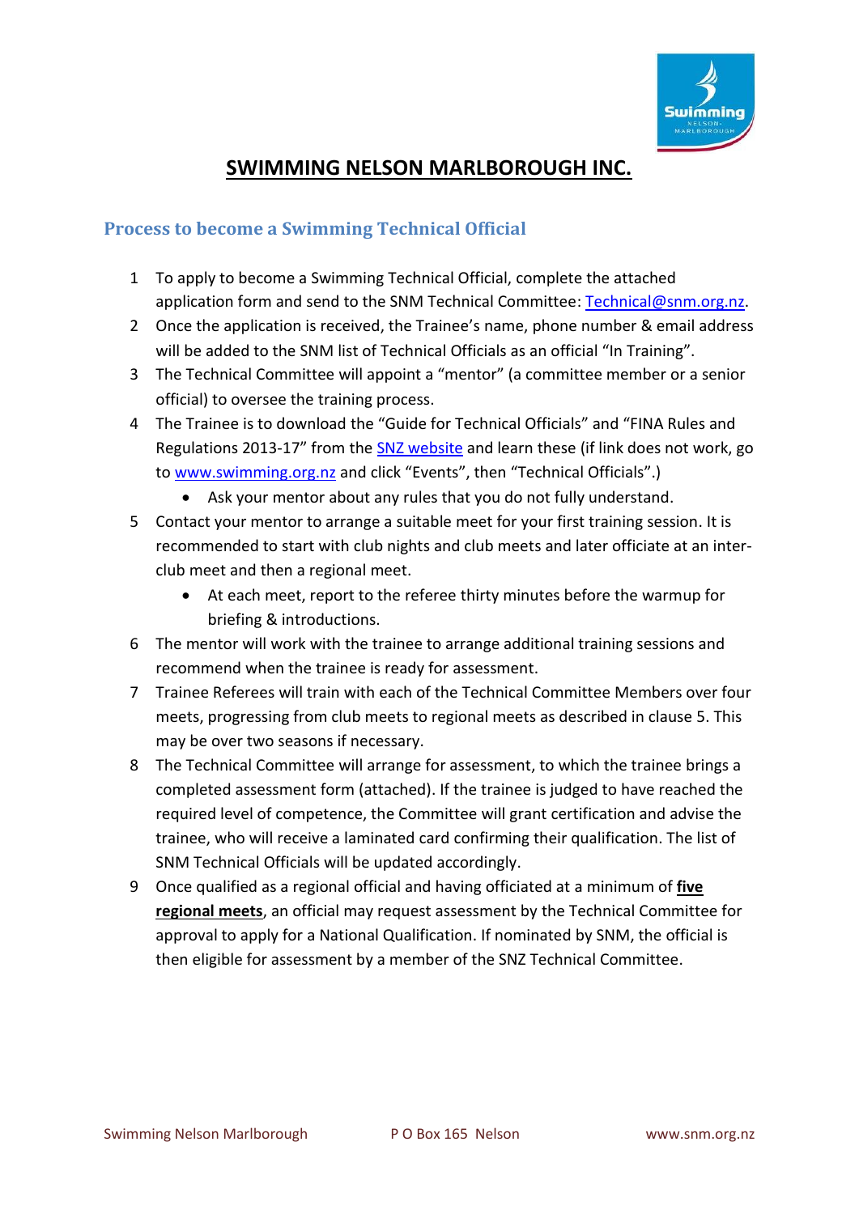# SWIMMING NELSON MARLBOROUGH INC.

## Process to become a Swimming Technical Official

1. To apply to become a Swimming Technical Official, complete the attached application form and send to the SNM Technical Committee: Technical@snm.org.nz.
2. Once the application is received, the Trainee's name, phone number & email address will be added to the SNM list of Technical Officials as an official "In Training".
3. The Technical Committee will appoint a "mentor" (a committee member or a senior official) to oversee the training process.
4. The Trainee is to download the "Guide for Technical Officials" and "FINA Rules and Regulations 2013-17" from the SNZ website and learn these (if link does not work, go to www.swimming.org.nz and click "Events", then "Technical Officials".)
   - Ask your mentor about any rules that you do not fully understand.
5. Contact your mentor to arrange a suitable meet for your first training session. It is recommended to start with club nights and club meets and later officiate at an inter-club meet and then a regional meet.
   - At each meet, report to the referee thirty minutes before the warmup for briefing & introductions.
6. The mentor will work with the trainee to arrange additional training sessions and recommend when the trainee is ready for assessment.
7. Trainee Referees will train with each of the Technical Committee Members over four meets, progressing from club meets to regional meets as described in clause 5. This may be over two seasons if necessary.
8. The Technical Committee will arrange for assessment, to which the trainee brings a completed assessment form (attached). If the trainee is judged to have reached the required level of competence, the Committee will grant certification and advise the trainee, who will receive a laminated card confirming their qualification. The list of SNM Technical Officials will be updated accordingly.
9. Once qualified as a regional official and having officiated at a minimum of **five regional meets**, an official may request assessment by the Technical Committee for approval to apply for a National Qualification. If nominated by SNM, the official is then eligible for assessment by a member of the SNZ Technical Committee.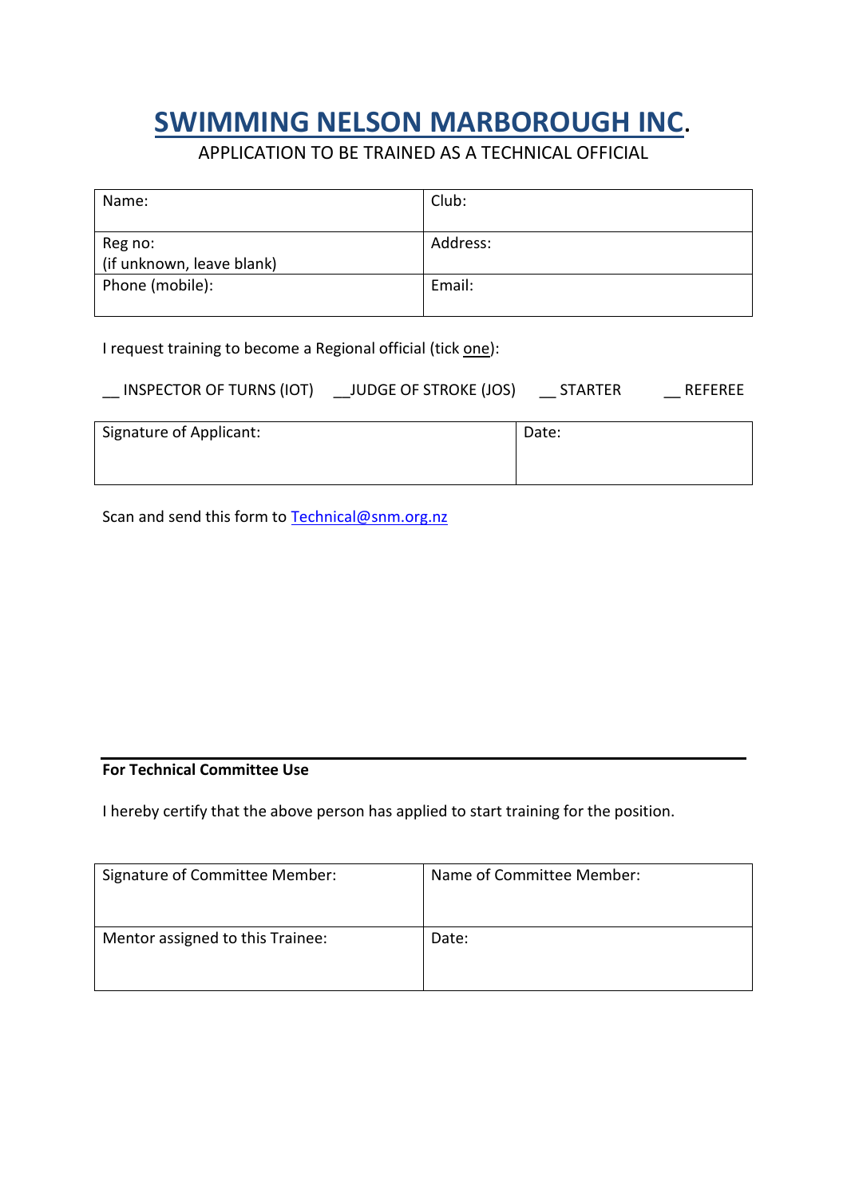# SWIMMING NELSON MARBOROUGH INC.

APPLICATION TO BE TRAINED AS A TECHNICAL OFFICIAL

| Name: | Club: |
|---|---|
| Reg no:<br>(if unknown, leave blank) | Address: |
| Phone (mobile): | Email: |

I request training to become a Regional official (tick one):

__ INSPECTOR OF TURNS (IOT)  __JUDGE OF STROKE (JOS)  __ STARTER  __ REFEREE

| Signature of Applicant: | Date: |
|---|---|

Scan and send this form to Technical@snm.org.nz

---

**For Technical Committee Use**

I hereby certify that the above person has applied to start training for the position.

| Signature of Committee Member: | Name of Committee Member: |
|---|---|
| Mentor assigned to this Trainee: | Date: |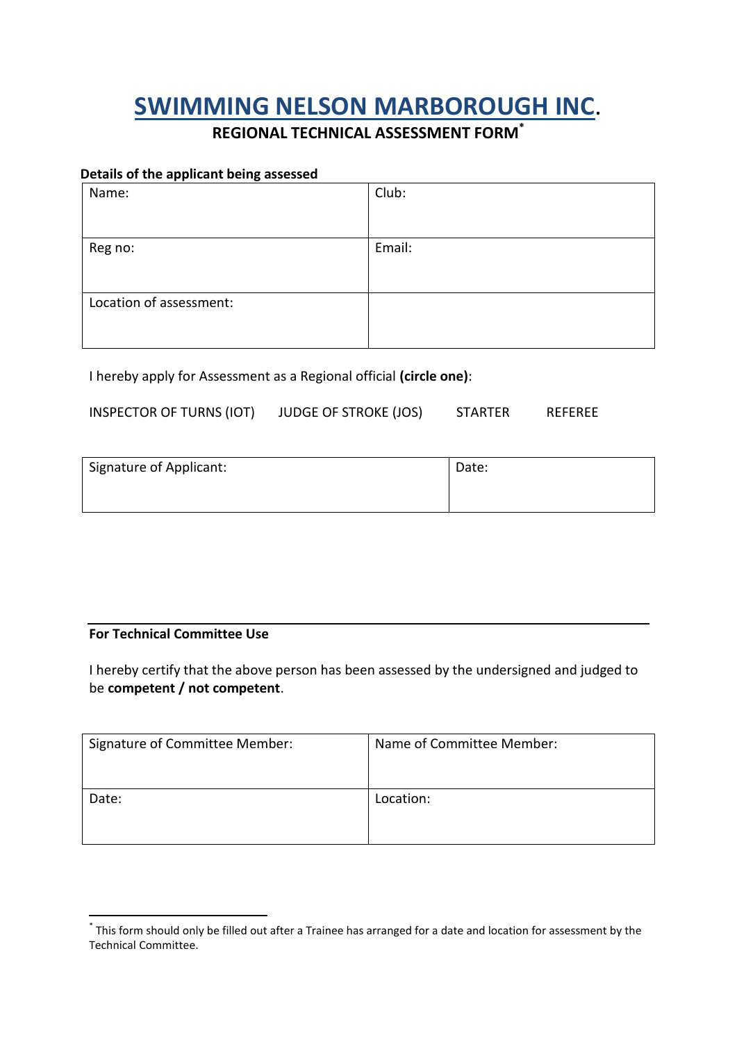# SWIMMING NELSON MARBOROUGH INC.

## REGIONAL TECHNICAL ASSESSMENT FORM*

**Details of the applicant being assessed**

| | |
|---|---|
| Name: | Club: |
| Reg no: | Email: |
| Location of assessment: | |

I hereby apply for Assessment as a Regional official **(circle one)**:

INSPECTOR OF TURNS (IOT)    JUDGE OF STROKE (JOS)    STARTER    REFEREE

| | |
|---|---|
| Signature of Applicant: | Date: |

---

**For Technical Committee Use**

I hereby certify that the above person has been assessed by the undersigned and judged to be **competent / not competent**.

| | |
|---|---|
| Signature of Committee Member: | Name of Committee Member: |
| Date: | Location: |

---

* This form should only be filled out after a Trainee has arranged for a date and location for assessment by the Technical Committee.